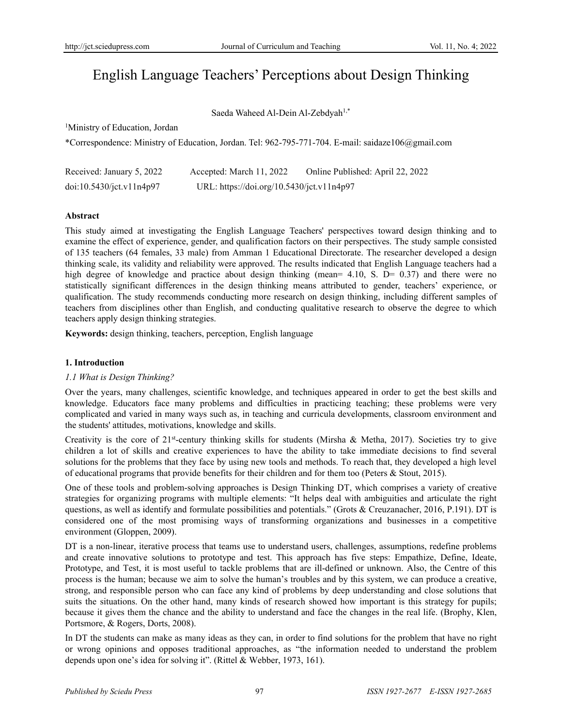# English Language Teachers' Perceptions about Design Thinking

Saeda Waheed Al-Dein Al-Zebdyah[1,*]

[1]Ministry of Education, Jordan

*Correspondence: Ministry of Education, Jordan. Tel: 962-795-771-704. E-mail: saidaze106@gmail.com

Received: January 5, 2022 Accepted: March 11, 2022 Online Published: April 22, 2022

doi:10.5430/jct.v11n4p97 URL: https://doi.org/10.5430/jct.v11n4p97

## Abstract

This study aimed at investigating the English Language Teachers' perspectives toward design thinking and to examine the effect of experience, gender, and qualification factors on their perspectives. The study sample consisted of 135 teachers (64 females, 33 male) from Amman 1 Educational Directorate. The researcher developed a design thinking scale, its validity and reliability were approved. The results indicated that English Language teachers had a high degree of knowledge and practice about design thinking (mean= 4.10, S. D= 0.37) and there were no statistically significant differences in the design thinking means attributed to gender, teachers' experience, or qualification. The study recommends conducting more research on design thinking, including different samples of teachers from disciplines other than English, and conducting qualitative research to observe the degree to which teachers apply design thinking strategies.

**Keywords:** design thinking, teachers, perception, English language

## 1. Introduction

### *1.1 What is Design Thinking?*

Over the years, many challenges, scientific knowledge, and techniques appeared in order to get the best skills and knowledge. Educators face many problems and difficulties in practicing teaching; these problems were very complicated and varied in many ways such as, in teaching and curricula developments, classroom environment and the students' attitudes, motivations, knowledge and skills.

Creativity is the core of 21st-century thinking skills for students (Mirsha & Metha, 2017). Societies try to give children a lot of skills and creative experiences to have the ability to take immediate decisions to find several solutions for the problems that they face by using new tools and methods. To reach that, they developed a high level of educational programs that provide benefits for their children and for them too (Peters & Stout, 2015).

One of these tools and problem-solving approaches is Design Thinking DT, which comprises a variety of creative strategies for organizing programs with multiple elements: "It helps deal with ambiguities and articulate the right questions, as well as identify and formulate possibilities and potentials." (Grots & Creuzanacher, 2016, P.191). DT is considered one of the most promising ways of transforming organizations and businesses in a competitive environment (Gloppen, 2009).

DT is a non-linear, iterative process that teams use to understand users, challenges, assumptions, redefine problems and create innovative solutions to prototype and test. This approach has five steps: Empathize, Define, Ideate, Prototype, and Test, it is most useful to tackle problems that are ill-defined or unknown. Also, the Centre of this process is the human; because we aim to solve the human's troubles and by this system, we can produce a creative, strong, and responsible person who can face any kind of problems by deep understanding and close solutions that suits the situations. On the other hand, many kinds of research showed how important is this strategy for pupils; because it gives them the chance and the ability to understand and face the changes in the real life. (Brophy, Klen, Portsmore, & Rogers, Dorts, 2008).

In DT the students can make as many ideas as they can, in order to find solutions for the problem that have no right or wrong opinions and opposes traditional approaches, as "the information needed to understand the problem depends upon one's idea for solving it". (Rittel & Webber, 1973, 161).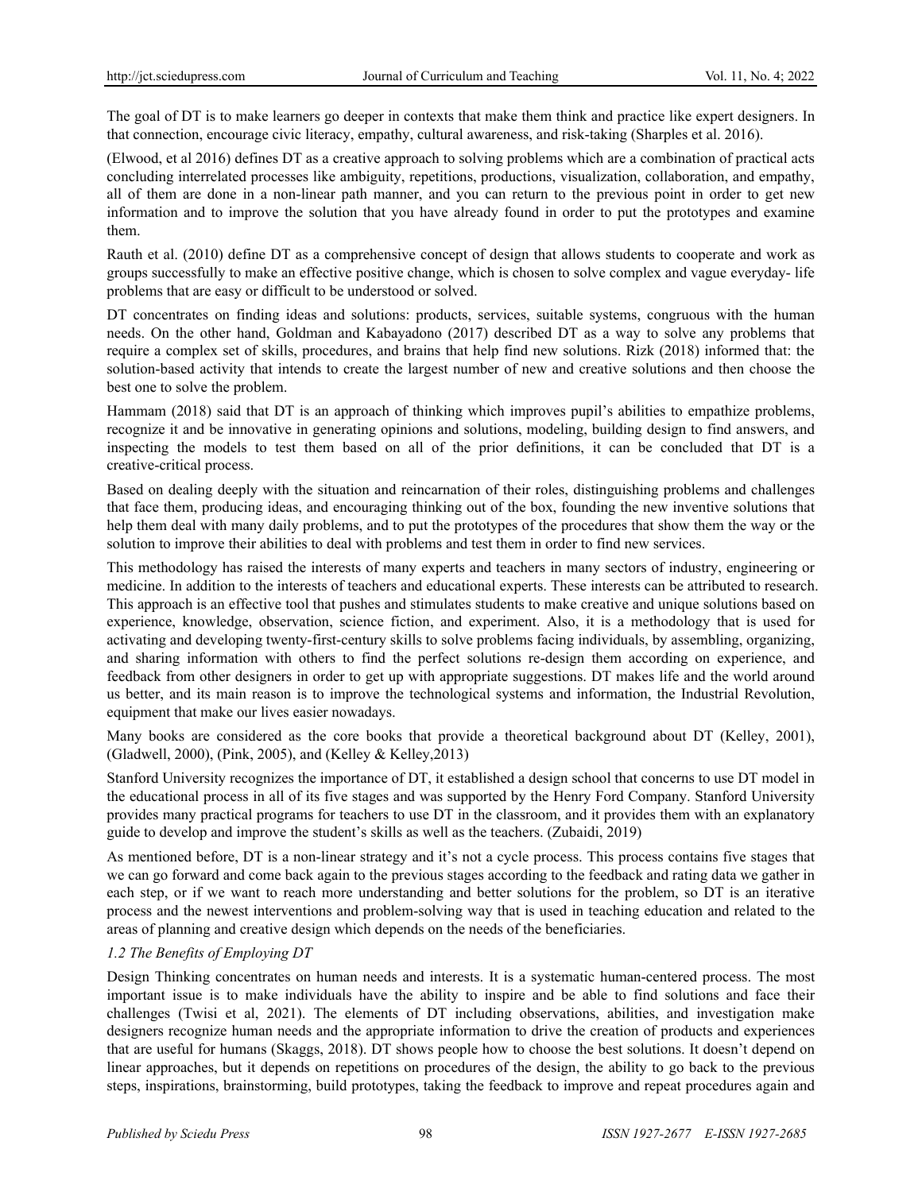The goal of DT is to make learners go deeper in contexts that make them think and practice like expert designers. In that connection, encourage civic literacy, empathy, cultural awareness, and risk-taking (Sharples et al. 2016).

(Elwood, et al 2016) defines DT as a creative approach to solving problems which are a combination of practical acts concluding interrelated processes like ambiguity, repetitions, productions, visualization, collaboration, and empathy, all of them are done in a non-linear path manner, and you can return to the previous point in order to get new information and to improve the solution that you have already found in order to put the prototypes and examine them.

Rauth et al. (2010) define DT as a comprehensive concept of design that allows students to cooperate and work as groups successfully to make an effective positive change, which is chosen to solve complex and vague everyday- life problems that are easy or difficult to be understood or solved.

DT concentrates on finding ideas and solutions: products, services, suitable systems, congruous with the human needs. On the other hand, Goldman and Kabayadono (2017) described DT as a way to solve any problems that require a complex set of skills, procedures, and brains that help find new solutions. Rizk (2018) informed that: the solution-based activity that intends to create the largest number of new and creative solutions and then choose the best one to solve the problem.

Hammam (2018) said that DT is an approach of thinking which improves pupil's abilities to empathize problems, recognize it and be innovative in generating opinions and solutions, modeling, building design to find answers, and inspecting the models to test them based on all of the prior definitions, it can be concluded that DT is a creative-critical process.

Based on dealing deeply with the situation and reincarnation of their roles, distinguishing problems and challenges that face them, producing ideas, and encouraging thinking out of the box, founding the new inventive solutions that help them deal with many daily problems, and to put the prototypes of the procedures that show them the way or the solution to improve their abilities to deal with problems and test them in order to find new services.

This methodology has raised the interests of many experts and teachers in many sectors of industry, engineering or medicine. In addition to the interests of teachers and educational experts. These interests can be attributed to research. This approach is an effective tool that pushes and stimulates students to make creative and unique solutions based on experience, knowledge, observation, science fiction, and experiment. Also, it is a methodology that is used for activating and developing twenty-first-century skills to solve problems facing individuals, by assembling, organizing, and sharing information with others to find the perfect solutions re-design them according on experience, and feedback from other designers in order to get up with appropriate suggestions. DT makes life and the world around us better, and its main reason is to improve the technological systems and information, the Industrial Revolution, equipment that make our lives easier nowadays.

Many books are considered as the core books that provide a theoretical background about DT (Kelley, 2001), (Gladwell, 2000), (Pink, 2005), and (Kelley & Kelley,2013)

Stanford University recognizes the importance of DT, it established a design school that concerns to use DT model in the educational process in all of its five stages and was supported by the Henry Ford Company. Stanford University provides many practical programs for teachers to use DT in the classroom, and it provides them with an explanatory guide to develop and improve the student's skills as well as the teachers. (Zubaidi, 2019)

As mentioned before, DT is a non-linear strategy and it's not a cycle process. This process contains five stages that we can go forward and come back again to the previous stages according to the feedback and rating data we gather in each step, or if we want to reach more understanding and better solutions for the problem, so DT is an iterative process and the newest interventions and problem-solving way that is used in teaching education and related to the areas of planning and creative design which depends on the needs of the beneficiaries.

### *1.2 The Benefits of Employing DT*

Design Thinking concentrates on human needs and interests. It is a systematic human-centered process. The most important issue is to make individuals have the ability to inspire and be able to find solutions and face their challenges (Twisi et al, 2021). The elements of DT including observations, abilities, and investigation make designers recognize human needs and the appropriate information to drive the creation of products and experiences that are useful for humans (Skaggs, 2018). DT shows people how to choose the best solutions. It doesn't depend on linear approaches, but it depends on repetitions on procedures of the design, the ability to go back to the previous steps, inspirations, brainstorming, build prototypes, taking the feedback to improve and repeat procedures again and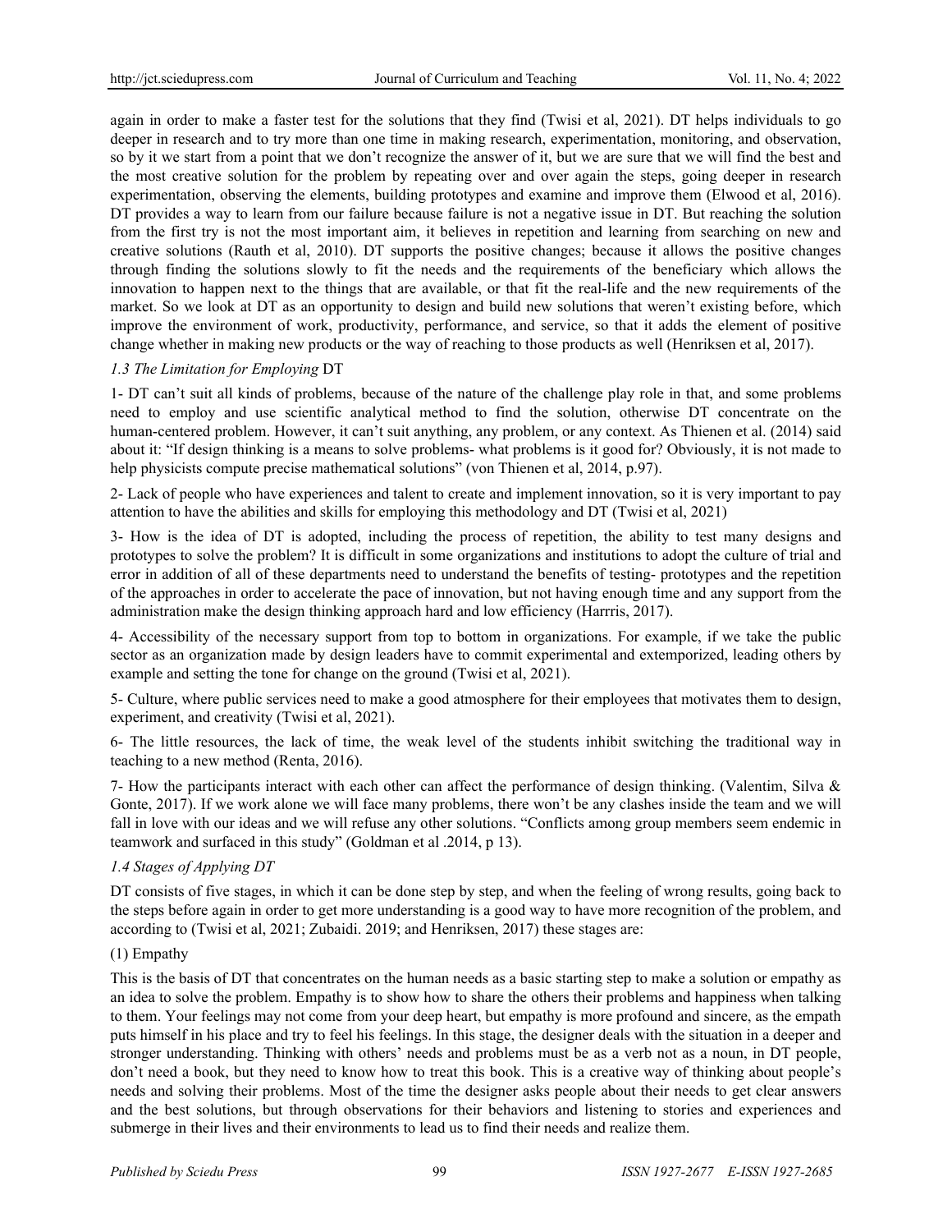again in order to make a faster test for the solutions that they find (Twisi et al, 2021). DT helps individuals to go deeper in research and to try more than one time in making research, experimentation, monitoring, and observation, so by it we start from a point that we don't recognize the answer of it, but we are sure that we will find the best and the most creative solution for the problem by repeating over and over again the steps, going deeper in research experimentation, observing the elements, building prototypes and examine and improve them (Elwood et al, 2016). DT provides a way to learn from our failure because failure is not a negative issue in DT. But reaching the solution from the first try is not the most important aim, it believes in repetition and learning from searching on new and creative solutions (Rauth et al, 2010). DT supports the positive changes; because it allows the positive changes through finding the solutions slowly to fit the needs and the requirements of the beneficiary which allows the innovation to happen next to the things that are available, or that fit the real-life and the new requirements of the market. So we look at DT as an opportunity to design and build new solutions that weren't existing before, which improve the environment of work, productivity, performance, and service, so that it adds the element of positive change whether in making new products or the way of reaching to those products as well (Henriksen et al, 2017).

### *1.3 The Limitation for Employing* DT

1- DT can't suit all kinds of problems, because of the nature of the challenge play role in that, and some problems need to employ and use scientific analytical method to find the solution, otherwise DT concentrate on the human-centered problem. However, it can't suit anything, any problem, or any context. As Thienen et al. (2014) said about it: "If design thinking is a means to solve problems- what problems is it good for? Obviously, it is not made to help physicists compute precise mathematical solutions" (von Thienen et al, 2014, p.97).

2- Lack of people who have experiences and talent to create and implement innovation, so it is very important to pay attention to have the abilities and skills for employing this methodology and DT (Twisi et al, 2021)

3- How is the idea of DT is adopted, including the process of repetition, the ability to test many designs and prototypes to solve the problem? It is difficult in some organizations and institutions to adopt the culture of trial and error in addition of all of these departments need to understand the benefits of testing- prototypes and the repetition of the approaches in order to accelerate the pace of innovation, but not having enough time and any support from the administration make the design thinking approach hard and low efficiency (Harrris, 2017).

4- Accessibility of the necessary support from top to bottom in organizations. For example, if we take the public sector as an organization made by design leaders have to commit experimental and extemporized, leading others by example and setting the tone for change on the ground (Twisi et al, 2021).

5- Culture, where public services need to make a good atmosphere for their employees that motivates them to design, experiment, and creativity (Twisi et al, 2021).

6- The little resources, the lack of time, the weak level of the students inhibit switching the traditional way in teaching to a new method (Renta, 2016).

7- How the participants interact with each other can affect the performance of design thinking. (Valentim, Silva & Gonte, 2017). If we work alone we will face many problems, there won't be any clashes inside the team and we will fall in love with our ideas and we will refuse any other solutions. "Conflicts among group members seem endemic in teamwork and surfaced in this study" (Goldman et al .2014, p 13).

### *1.4 Stages of Applying DT*

DT consists of five stages, in which it can be done step by step, and when the feeling of wrong results, going back to the steps before again in order to get more understanding is a good way to have more recognition of the problem, and according to (Twisi et al, 2021; Zubaidi. 2019; and Henriksen, 2017) these stages are:

(1) Empathy

This is the basis of DT that concentrates on the human needs as a basic starting step to make a solution or empathy as an idea to solve the problem. Empathy is to show how to share the others their problems and happiness when talking to them. Your feelings may not come from your deep heart, but empathy is more profound and sincere, as the empath puts himself in his place and try to feel his feelings. In this stage, the designer deals with the situation in a deeper and stronger understanding. Thinking with others' needs and problems must be as a verb not as a noun, in DT people, don't need a book, but they need to know how to treat this book. This is a creative way of thinking about people's needs and solving their problems. Most of the time the designer asks people about their needs to get clear answers and the best solutions, but through observations for their behaviors and listening to stories and experiences and submerge in their lives and their environments to lead us to find their needs and realize them.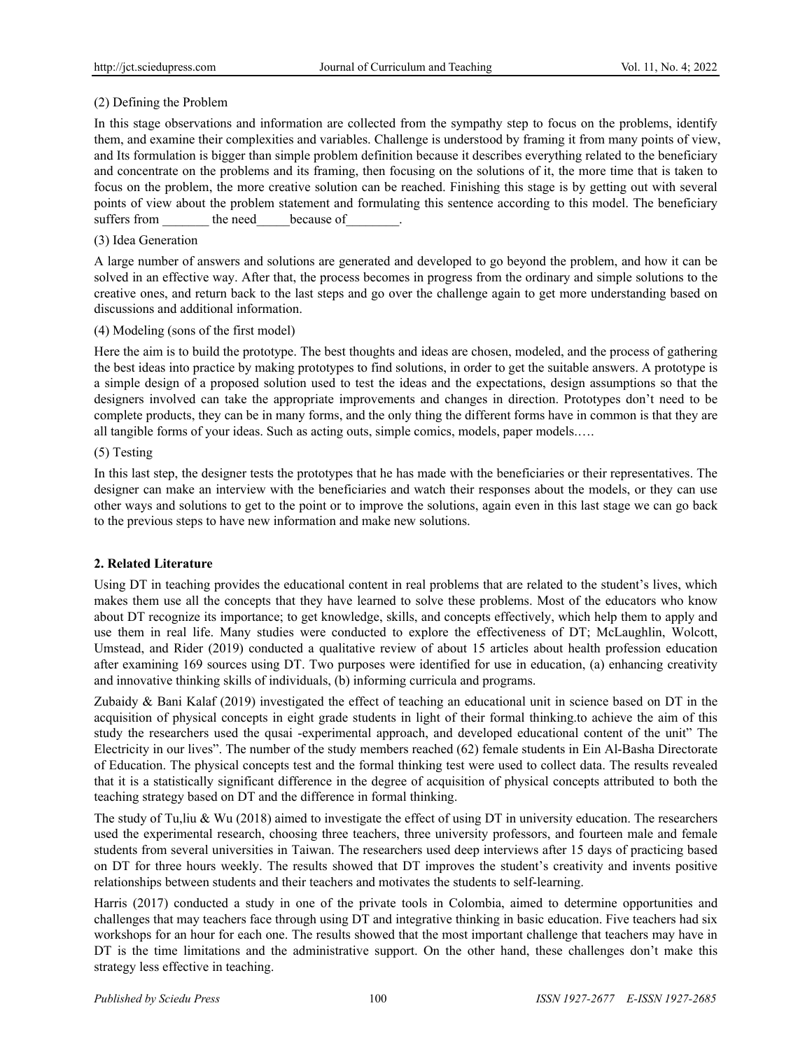(2) Defining the Problem

In this stage observations and information are collected from the sympathy step to focus on the problems, identify them, and examine their complexities and variables. Challenge is understood by framing it from many points of view, and Its formulation is bigger than simple problem definition because it describes everything related to the beneficiary and concentrate on the problems and its framing, then focusing on the solutions of it, the more time that is taken to focus on the problem, the more creative solution can be reached. Finishing this stage is by getting out with several points of view about the problem statement and formulating this sentence according to this model. The beneficiary suffers from _______ the need_____because of________.

(3) Idea Generation

A large number of answers and solutions are generated and developed to go beyond the problem, and how it can be solved in an effective way. After that, the process becomes in progress from the ordinary and simple solutions to the creative ones, and return back to the last steps and go over the challenge again to get more understanding based on discussions and additional information.

(4) Modeling (sons of the first model)

Here the aim is to build the prototype. The best thoughts and ideas are chosen, modeled, and the process of gathering the best ideas into practice by making prototypes to find solutions, in order to get the suitable answers. A prototype is a simple design of a proposed solution used to test the ideas and the expectations, design assumptions so that the designers involved can take the appropriate improvements and changes in direction. Prototypes don't need to be complete products, they can be in many forms, and the only thing the different forms have in common is that they are all tangible forms of your ideas. Such as acting outs, simple comics, models, paper models.….

(5) Testing

In this last step, the designer tests the prototypes that he has made with the beneficiaries or their representatives. The designer can make an interview with the beneficiaries and watch their responses about the models, or they can use other ways and solutions to get to the point or to improve the solutions, again even in this last stage we can go back to the previous steps to have new information and make new solutions.

## 2. Related Literature

Using DT in teaching provides the educational content in real problems that are related to the student's lives, which makes them use all the concepts that they have learned to solve these problems. Most of the educators who know about DT recognize its importance; to get knowledge, skills, and concepts effectively, which help them to apply and use them in real life. Many studies were conducted to explore the effectiveness of DT; McLaughlin, Wolcott, Umstead, and Rider (2019) conducted a qualitative review of about 15 articles about health profession education after examining 169 sources using DT. Two purposes were identified for use in education, (a) enhancing creativity and innovative thinking skills of individuals, (b) informing curricula and programs.

Zubaidy & Bani Kalaf (2019) investigated the effect of teaching an educational unit in science based on DT in the acquisition of physical concepts in eight grade students in light of their formal thinking.to achieve the aim of this study the researchers used the qusai -experimental approach, and developed educational content of the unit" The Electricity in our lives". The number of the study members reached (62) female students in Ein Al-Basha Directorate of Education. The physical concepts test and the formal thinking test were used to collect data. The results revealed that it is a statistically significant difference in the degree of acquisition of physical concepts attributed to both the teaching strategy based on DT and the difference in formal thinking.

The study of Tu,liu & Wu (2018) aimed to investigate the effect of using DT in university education. The researchers used the experimental research, choosing three teachers, three university professors, and fourteen male and female students from several universities in Taiwan. The researchers used deep interviews after 15 days of practicing based on DT for three hours weekly. The results showed that DT improves the student's creativity and invents positive relationships between students and their teachers and motivates the students to self-learning.

Harris (2017) conducted a study in one of the private tools in Colombia, aimed to determine opportunities and challenges that may teachers face through using DT and integrative thinking in basic education. Five teachers had six workshops for an hour for each one. The results showed that the most important challenge that teachers may have in DT is the time limitations and the administrative support. On the other hand, these challenges don't make this strategy less effective in teaching.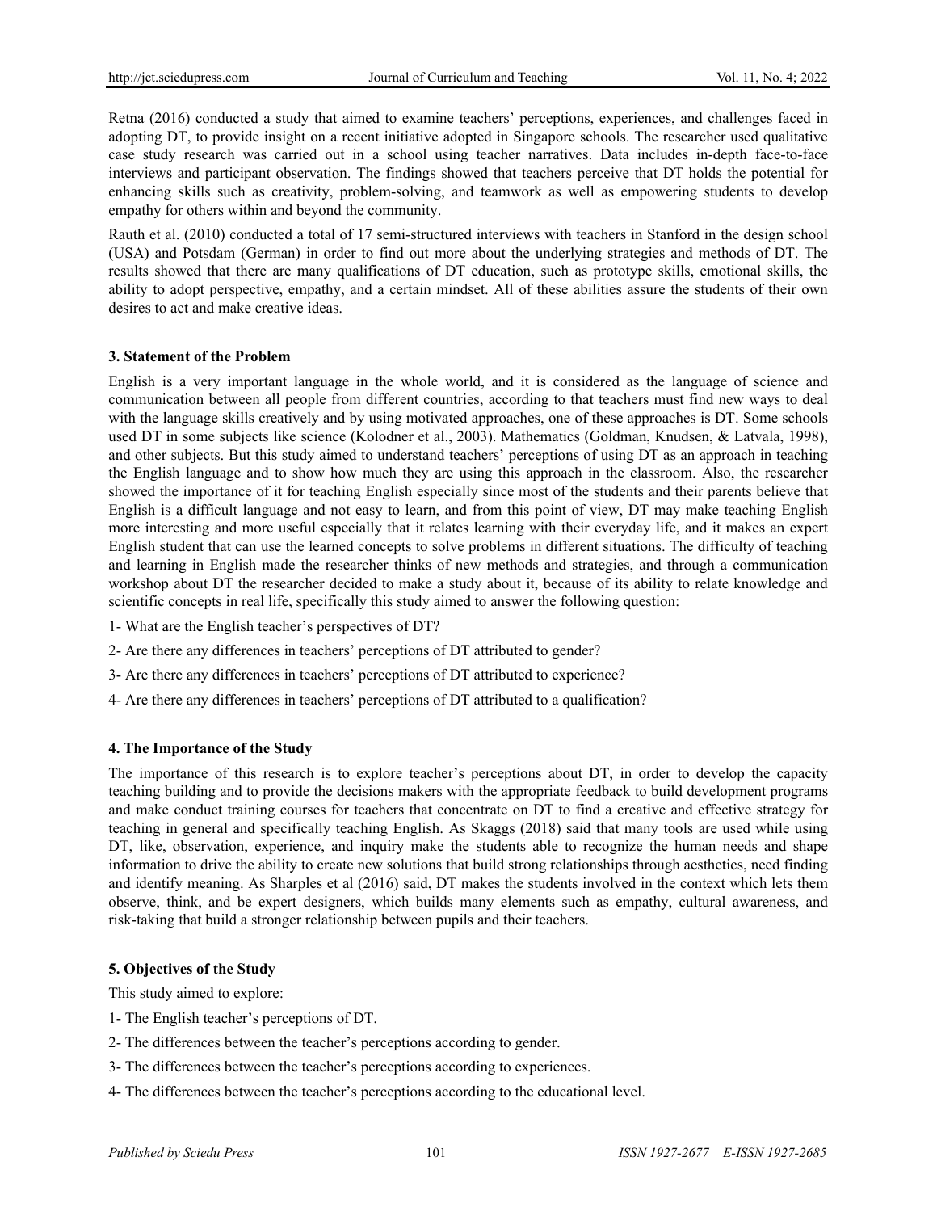Retna (2016) conducted a study that aimed to examine teachers' perceptions, experiences, and challenges faced in adopting DT, to provide insight on a recent initiative adopted in Singapore schools. The researcher used qualitative case study research was carried out in a school using teacher narratives. Data includes in-depth face-to-face interviews and participant observation. The findings showed that teachers perceive that DT holds the potential for enhancing skills such as creativity, problem-solving, and teamwork as well as empowering students to develop empathy for others within and beyond the community.

Rauth et al. (2010) conducted a total of 17 semi-structured interviews with teachers in Stanford in the design school (USA) and Potsdam (German) in order to find out more about the underlying strategies and methods of DT. The results showed that there are many qualifications of DT education, such as prototype skills, emotional skills, the ability to adopt perspective, empathy, and a certain mindset. All of these abilities assure the students of their own desires to act and make creative ideas.

## 3. Statement of the Problem

English is a very important language in the whole world, and it is considered as the language of science and communication between all people from different countries, according to that teachers must find new ways to deal with the language skills creatively and by using motivated approaches, one of these approaches is DT. Some schools used DT in some subjects like science (Kolodner et al., 2003). Mathematics (Goldman, Knudsen, & Latvala, 1998), and other subjects. But this study aimed to understand teachers' perceptions of using DT as an approach in teaching the English language and to show how much they are using this approach in the classroom. Also, the researcher showed the importance of it for teaching English especially since most of the students and their parents believe that English is a difficult language and not easy to learn, and from this point of view, DT may make teaching English more interesting and more useful especially that it relates learning with their everyday life, and it makes an expert English student that can use the learned concepts to solve problems in different situations. The difficulty of teaching and learning in English made the researcher thinks of new methods and strategies, and through a communication workshop about DT the researcher decided to make a study about it, because of its ability to relate knowledge and scientific concepts in real life, specifically this study aimed to answer the following question:

1- What are the English teacher's perspectives of DT?

2- Are there any differences in teachers' perceptions of DT attributed to gender?

3- Are there any differences in teachers' perceptions of DT attributed to experience?

4- Are there any differences in teachers' perceptions of DT attributed to a qualification?

## 4. The Importance of the Study

The importance of this research is to explore teacher's perceptions about DT, in order to develop the capacity teaching building and to provide the decisions makers with the appropriate feedback to build development programs and make conduct training courses for teachers that concentrate on DT to find a creative and effective strategy for teaching in general and specifically teaching English. As Skaggs (2018) said that many tools are used while using DT, like, observation, experience, and inquiry make the students able to recognize the human needs and shape information to drive the ability to create new solutions that build strong relationships through aesthetics, need finding and identify meaning. As Sharples et al (2016) said, DT makes the students involved in the context which lets them observe, think, and be expert designers, which builds many elements such as empathy, cultural awareness, and risk-taking that build a stronger relationship between pupils and their teachers.

## 5. Objectives of the Study

This study aimed to explore:

1- The English teacher's perceptions of DT.

2- The differences between the teacher's perceptions according to gender.

3- The differences between the teacher's perceptions according to experiences.

4- The differences between the teacher's perceptions according to the educational level.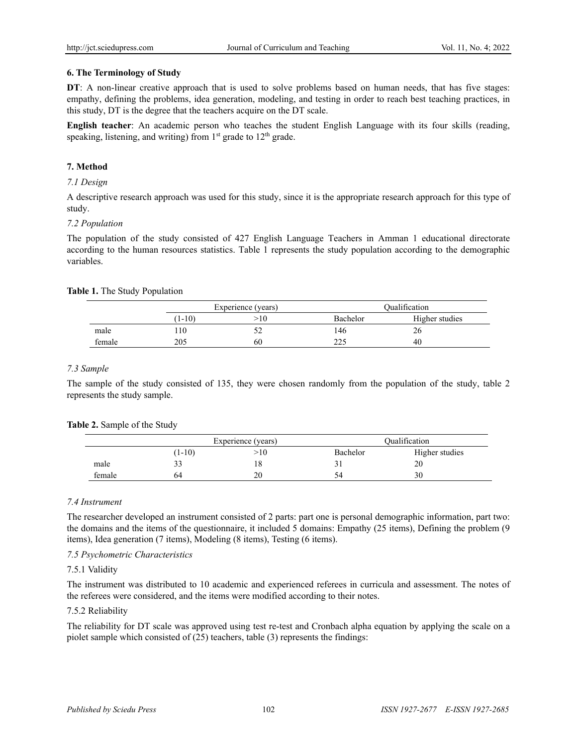## 6. The Terminology of Study

**DT**: A non-linear creative approach that is used to solve problems based on human needs, that has five stages: empathy, defining the problems, idea generation, modeling, and testing in order to reach best teaching practices, in this study, DT is the degree that the teachers acquire on the DT scale.

**English teacher**: An academic person who teaches the student English Language with its four skills (reading, speaking, listening, and writing) from 1st grade to 12th grade.

## 7. Method

*7.1 Design*

A descriptive research approach was used for this study, since it is the appropriate research approach for this type of study.

*7.2 Population*

The population of the study consisted of 427 English Language Teachers in Amman 1 educational directorate according to the human resources statistics. Table 1 represents the study population according to the demographic variables.

**Table 1.** The Study Population

| | Experience (years) | | Qualification | |
|---|---|---|---|---|
| | (1-10) | >10 | Bachelor | Higher studies |
| male | 110 | 52 | 146 | 26 |
| female | 205 | 60 | 225 | 40 |

*7.3 Sample*

The sample of the study consisted of 135, they were chosen randomly from the population of the study, table 2 represents the study sample.

**Table 2.** Sample of the Study

| | Experience (years) | | Qualification | |
|---|---|---|---|---|
| | (1-10) | >10 | Bachelor | Higher studies |
| male | 33 | 18 | 31 | 20 |
| female | 64 | 20 | 54 | 30 |

*7.4 Instrument*

The researcher developed an instrument consisted of 2 parts: part one is personal demographic information, part two: the domains and the items of the questionnaire, it included 5 domains: Empathy (25 items), Defining the problem (9 items), Idea generation (7 items), Modeling (8 items), Testing (6 items).

*7.5 Psychometric Characteristics*

7.5.1 Validity

The instrument was distributed to 10 academic and experienced referees in curricula and assessment. The notes of the referees were considered, and the items were modified according to their notes.

7.5.2 Reliability

The reliability for DT scale was approved using test re-test and Cronbach alpha equation by applying the scale on a piolet sample which consisted of (25) teachers, table (3) represents the findings: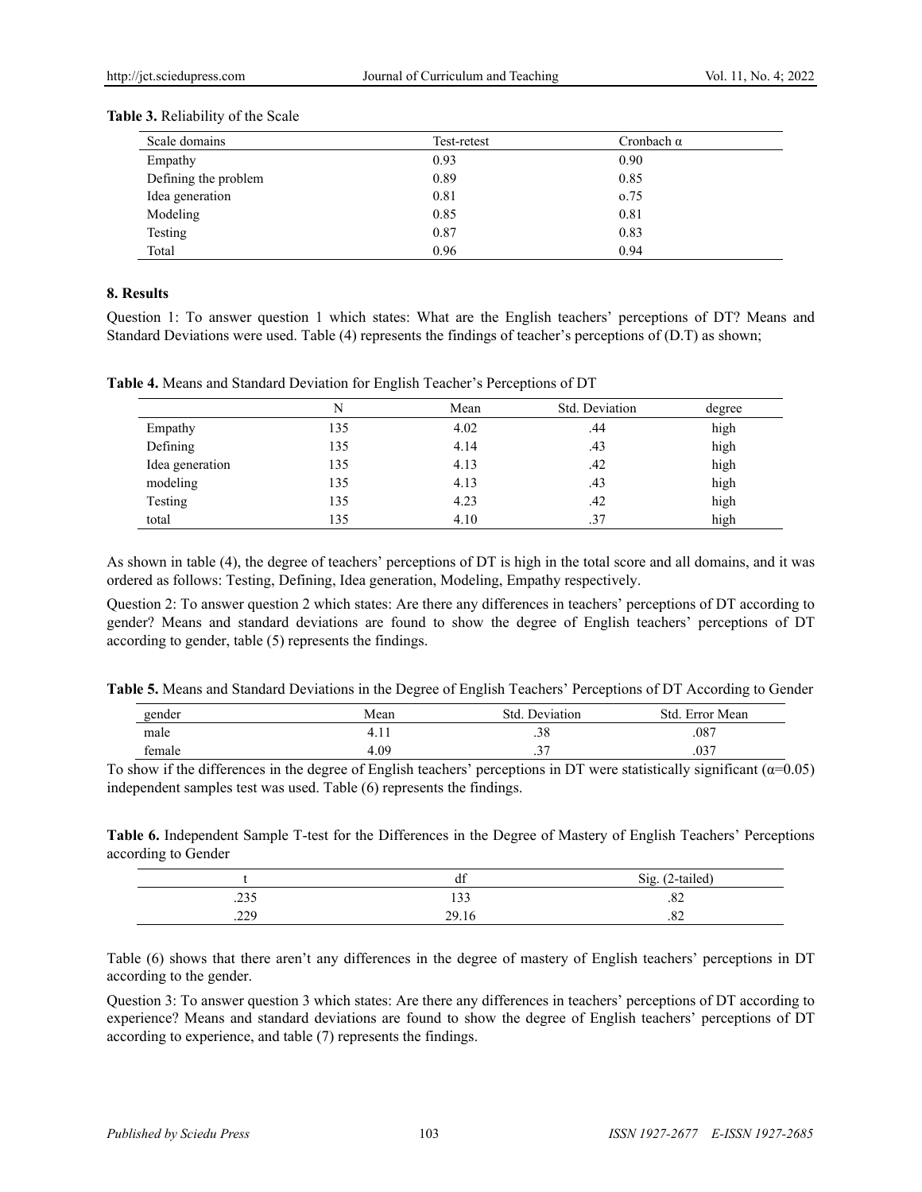**Table 3.** Reliability of the Scale

| Scale domains | Test-retest | Cronbach α |
|---|---|---|
| Empathy | 0.93 | 0.90 |
| Defining the problem | 0.89 | 0.85 |
| Idea generation | 0.81 | o.75 |
| Modeling | 0.85 | 0.81 |
| Testing | 0.87 | 0.83 |
| Total | 0.96 | 0.94 |

## 8. Results

Question 1: To answer question 1 which states: What are the English teachers' perceptions of DT? Means and Standard Deviations were used. Table (4) represents the findings of teacher's perceptions of (D.T) as shown;

**Table 4.** Means and Standard Deviation for English Teacher's Perceptions of DT

| | N | Mean | Std. Deviation | degree |
|---|---|---|---|---|
| Empathy | 135 | 4.02 | .44 | high |
| Defining | 135 | 4.14 | .43 | high |
| Idea generation | 135 | 4.13 | .42 | high |
| modeling | 135 | 4.13 | .43 | high |
| Testing | 135 | 4.23 | .42 | high |
| total | 135 | 4.10 | .37 | high |

As shown in table (4), the degree of teachers' perceptions of DT is high in the total score and all domains, and it was ordered as follows: Testing, Defining, Idea generation, Modeling, Empathy respectively.

Question 2: To answer question 2 which states: Are there any differences in teachers' perceptions of DT according to gender? Means and standard deviations are found to show the degree of English teachers' perceptions of DT according to gender, table (5) represents the findings.

**Table 5.** Means and Standard Deviations in the Degree of English Teachers' Perceptions of DT According to Gender

| gender | Mean | Std. Deviation | Std. Error Mean |
|---|---|---|---|
| male | 4.11 | .38 | .087 |
| female | 4.09 | .37 | .037 |

To show if the differences in the degree of English teachers' perceptions in DT were statistically significant ($\alpha$=0.05) independent samples test was used. Table (6) represents the findings.

**Table 6.** Independent Sample T-test for the Differences in the Degree of Mastery of English Teachers' Perceptions according to Gender

| t | df | Sig. (2-tailed) |
|---|---|---|
| .235 | 133 | .82 |
| .229 | 29.16 | .82 |

Table (6) shows that there aren't any differences in the degree of mastery of English teachers' perceptions in DT according to the gender.

Question 3: To answer question 3 which states: Are there any differences in teachers' perceptions of DT according to experience? Means and standard deviations are found to show the degree of English teachers' perceptions of DT according to experience, and table (7) represents the findings.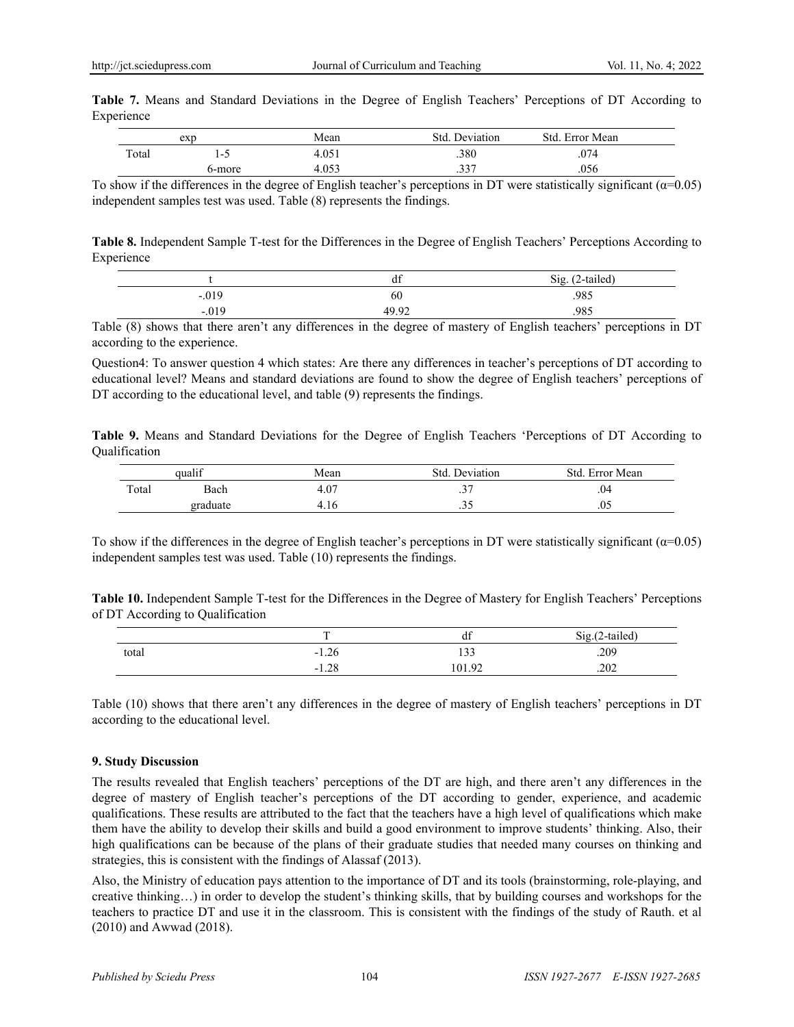**Table 7.** Means and Standard Deviations in the Degree of English Teachers' Perceptions of DT According to Experience

| exp | | Mean | Std. Deviation | Std. Error Mean |
|---|---|---|---|---|
| Total | 1-5 | 4.051 | .380 | .074 |
| | 6-more | 4.053 | .337 | .056 |

To show if the differences in the degree of English teacher's perceptions in DT were statistically significant ($\alpha$=0.05) independent samples test was used. Table (8) represents the findings.

**Table 8.** Independent Sample T-test for the Differences in the Degree of English Teachers' Perceptions According to Experience

| t | df | Sig. (2-tailed) |
|---|---|---|
| -.019 | 60 | .985 |
| -.019 | 49.92 | .985 |

Table (8) shows that there aren't any differences in the degree of mastery of English teachers' perceptions in DT according to the experience.

Question4: To answer question 4 which states: Are there any differences in teacher's perceptions of DT according to educational level? Means and standard deviations are found to show the degree of English teachers' perceptions of DT according to the educational level, and table (9) represents the findings.

**Table 9.** Means and Standard Deviations for the Degree of English Teachers 'Perceptions of DT According to Qualification

| qualif | | Mean | Std. Deviation | Std. Error Mean |
|---|---|---|---|---|
| Total | Bach | 4.07 | .37 | .04 |
| | graduate | 4.16 | .35 | .05 |

To show if the differences in the degree of English teacher's perceptions in DT were statistically significant ($\alpha$=0.05) independent samples test was used. Table (10) represents the findings.

**Table 10.** Independent Sample T-test for the Differences in the Degree of Mastery for English Teachers' Perceptions of DT According to Qualification

| | T | df | Sig.(2-tailed) |
|---|---|---|---|
| total | -1.26 | 133 | .209 |
| | -1.28 | 101.92 | .202 |

Table (10) shows that there aren't any differences in the degree of mastery of English teachers' perceptions in DT according to the educational level.

### 9. Study Discussion

The results revealed that English teachers' perceptions of the DT are high, and there aren't any differences in the degree of mastery of English teacher's perceptions of the DT according to gender, experience, and academic qualifications. These results are attributed to the fact that the teachers have a high level of qualifications which make them have the ability to develop their skills and build a good environment to improve students' thinking. Also, their high qualifications can be because of the plans of their graduate studies that needed many courses on thinking and strategies, this is consistent with the findings of Alassaf (2013).

Also, the Ministry of education pays attention to the importance of DT and its tools (brainstorming, role-playing, and creative thinking…) in order to develop the student's thinking skills, that by building courses and workshops for the teachers to practice DT and use it in the classroom. This is consistent with the findings of the study of Rauth. et al (2010) and Awwad (2018).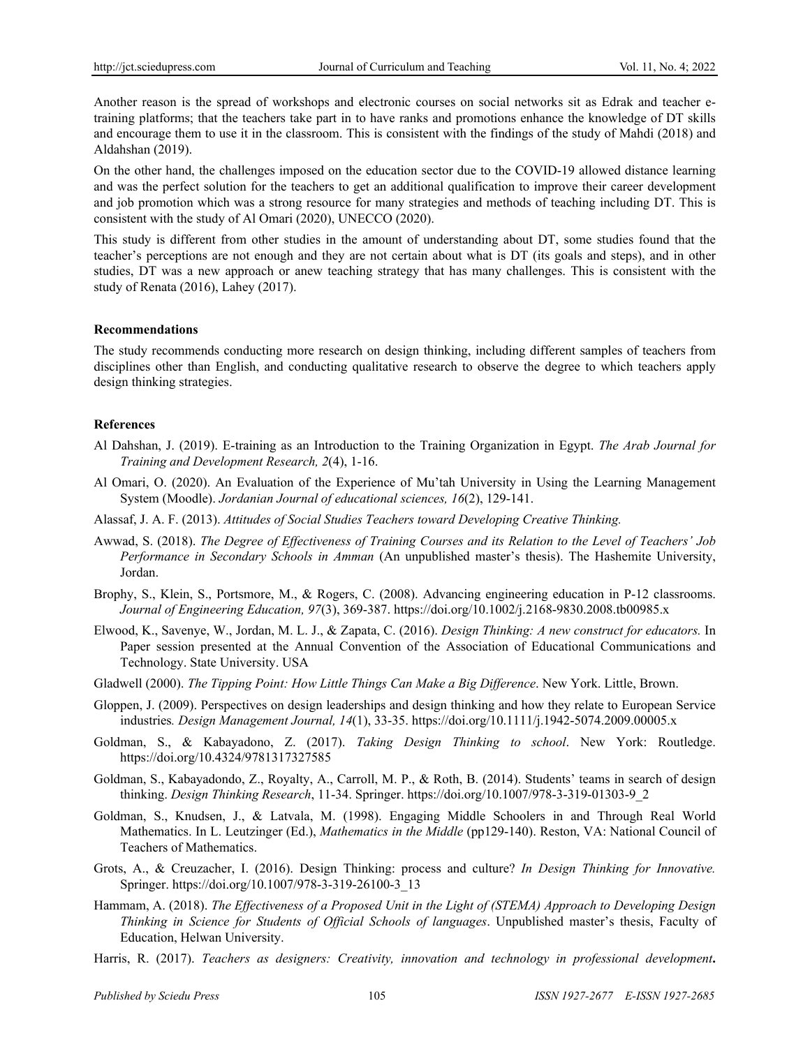Another reason is the spread of workshops and electronic courses on social networks sit as Edrak and teacher e-training platforms; that the teachers take part in to have ranks and promotions enhance the knowledge of DT skills and encourage them to use it in the classroom. This is consistent with the findings of the study of Mahdi (2018) and Aldahshan (2019).

On the other hand, the challenges imposed on the education sector due to the COVID-19 allowed distance learning and was the perfect solution for the teachers to get an additional qualification to improve their career development and job promotion which was a strong resource for many strategies and methods of teaching including DT. This is consistent with the study of Al Omari (2020), UNECCO (2020).

This study is different from other studies in the amount of understanding about DT, some studies found that the teacher's perceptions are not enough and they are not certain about what is DT (its goals and steps), and in other studies, DT was a new approach or anew teaching strategy that has many challenges. This is consistent with the study of Renata (2016), Lahey (2017).

### Recommendations

The study recommends conducting more research on design thinking, including different samples of teachers from disciplines other than English, and conducting qualitative research to observe the degree to which teachers apply design thinking strategies.

### References

Al Dahshan, J. (2019). E-training as an Introduction to the Training Organization in Egypt. *The Arab Journal for Training and Development Research, 2*(4), 1-16.

Al Omari, O. (2020). An Evaluation of the Experience of Mu'tah University in Using the Learning Management System (Moodle). *Jordanian Journal of educational sciences, 16*(2), 129-141.

Alassaf, J. A. F. (2013). *Attitudes of Social Studies Teachers toward Developing Creative Thinking.*

Awwad, S. (2018). *The Degree of Effectiveness of Training Courses and its Relation to the Level of Teachers' Job Performance in Secondary Schools in Amman* (An unpublished master's thesis). The Hashemite University, Jordan.

Brophy, S., Klein, S., Portsmore, M., & Rogers, C. (2008). Advancing engineering education in P-12 classrooms. *Journal of Engineering Education, 97*(3), 369-387. https://doi.org/10.1002/j.2168-9830.2008.tb00985.x

Elwood, K., Savenye, W., Jordan, M. L. J., & Zapata, C. (2016). *Design Thinking: A new construct for educators.* In Paper session presented at the Annual Convention of the Association of Educational Communications and Technology. State University. USA

Gladwell (2000). *The Tipping Point: How Little Things Can Make a Big Difference*. New York. Little, Brown.

Gloppen, J. (2009). Perspectives on design leaderships and design thinking and how they relate to European Service industries*. Design Management Journal, 14*(1), 33-35. https://doi.org/10.1111/j.1942-5074.2009.00005.x

Goldman, S., & Kabayadono, Z. (2017). *Taking Design Thinking to school*. New York: Routledge. https://doi.org/10.4324/9781317327585

Goldman, S., Kabayadondo, Z., Royalty, A., Carroll, M. P., & Roth, B. (2014). Students' teams in search of design thinking. *Design Thinking Research*, 11-34. Springer. https://doi.org/10.1007/978-3-319-01303-9_2

Goldman, S., Knudsen, J., & Latvala, M. (1998). Engaging Middle Schoolers in and Through Real World Mathematics. In L. Leutzinger (Ed.), *Mathematics in the Middle* (pp129-140). Reston, VA: National Council of Teachers of Mathematics.

Grots, A., & Creuzacher, I. (2016). Design Thinking: process and culture? *In Design Thinking for Innovative.* Springer. https://doi.org/10.1007/978-3-319-26100-3_13

Hammam, A. (2018). *The Effectiveness of a Proposed Unit in the Light of (STEMA) Approach to Developing Design Thinking in Science for Students of Official Schools of languages*. Unpublished master's thesis, Faculty of Education, Helwan University.

Harris, R. (2017). *Teachers as designers: Creativity, innovation and technology in professional development***.**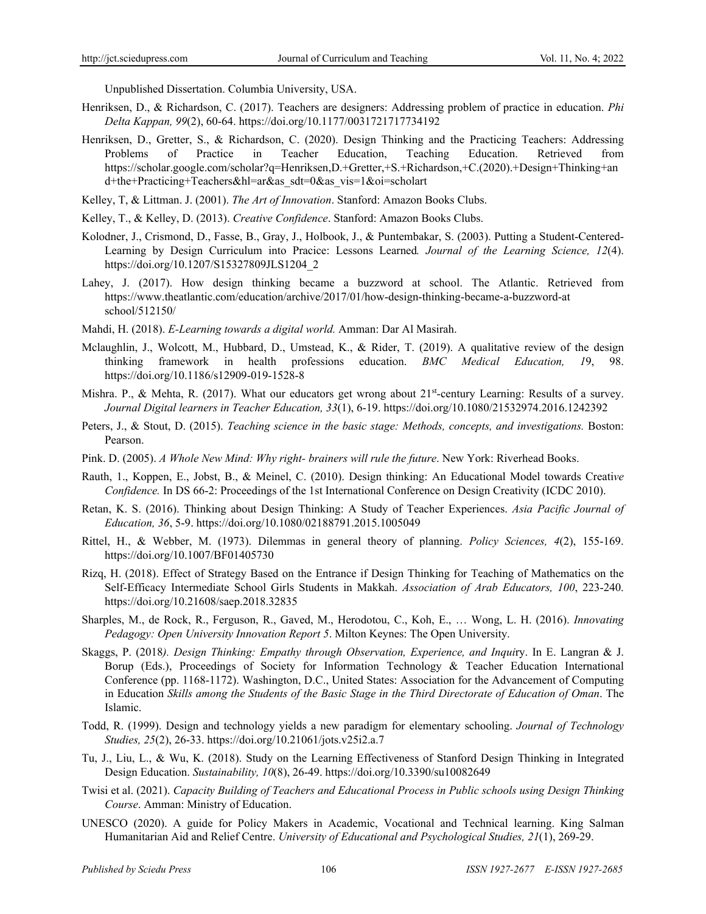Unpublished Dissertation. Columbia University, USA.

Henriksen, D., & Richardson, C. (2017). Teachers are designers: Addressing problem of practice in education. *Phi Delta Kappan, 99*(2), 60-64. https://doi.org/10.1177/0031721717734192

Henriksen, D., Gretter, S., & Richardson, C. (2020). Design Thinking and the Practicing Teachers: Addressing Problems of Practice in Teacher Education, Teaching Education. Retrieved from https://scholar.google.com/scholar?q=Henriksen,D.+Gretter,+S.+Richardson,+C.(2020).+Design+Thinking+and+the+Practicing+Teachers&hl=ar&as_sdt=0&as_vis=1&oi=scholart

Kelley, T, & Littman. J. (2001). *The Art of Innovation*. Stanford: Amazon Books Clubs.

Kelley, T., & Kelley, D. (2013). *Creative Confidence*. Stanford: Amazon Books Clubs.

Kolodner, J., Crismond, D., Fasse, B., Gray, J., Holbook, J., & Puntembakar, S. (2003). Putting a Student-Centered-Learning by Design Curriculum into Pracice: Lessons Learned*. Journal of the Learning Science, 12*(4). https://doi.org/10.1207/S15327809JLS1204_2

Lahey, J. (2017). How design thinking became a buzzword at school. The Atlantic. Retrieved from https://www.theatlantic.com/education/archive/2017/01/how-design-thinking-became-a-buzzword-at school/512150/

Mahdi, H. (2018). *E-Learning towards a digital world.* Amman: Dar Al Masirah.

Mclaughlin, J., Wolcott, M., Hubbard, D., Umstead, K., & Rider, T. (2019). A qualitative review of the design thinking framework in health professions education. *BMC Medical Education, 19*, 98. https://doi.org/10.1186/s12909-019-1528-8

Mishra. P., & Mehta, R. (2017). What our educators get wrong about 21st-century Learning: Results of a survey. *Journal Digital learners in Teacher Education, 33*(1), 6-19. https://doi.org/10.1080/21532974.2016.1242392

Peters, J., & Stout, D. (2015). *Teaching science in the basic stage: Methods, concepts, and investigations.* Boston: Pearson.

Pink. D. (2005). *A Whole New Mind: Why right- brainers will rule the future*. New York: Riverhead Books.

Rauth, 1., Koppen, E., Jobst, B., & Meinel, C. (2010). Design thinking: An Educational Model towards Creat*ive Confidence.* In DS 66-2: Proceedings of the 1st International Conference on Design Creativity (ICDC 2010).

Retan, K. S. (2016). Thinking about Design Thinking: A Study of Teacher Experiences. *Asia Pacific Journal of Education, 36*, 5-9. https://doi.org/10.1080/02188791.2015.1005049

Rittel, H., & Webber, M. (1973). Dilemmas in general theory of planning. *Policy Sciences, 4*(2), 155-169. https://doi.org/10.1007/BF01405730

Rizq, H. (2018). Effect of Strategy Based on the Entrance if Design Thinking for Teaching of Mathematics on the Self-Efficacy Intermediate School Girls Students in Makkah. *Association of Arab Educators, 100*, 223-240. https://doi.org/10.21608/saep.2018.32835

Sharples, M., de Rock, R., Ferguson, R., Gaved, M., Herodotou, C., Koh, E., … Wong, L. H. (2016). *Innovating Pedagogy: Open University Innovation Report 5*. Milton Keynes: The Open University.

Skaggs, P. (2018*). Design Thinking: Empathy through Observation, Experience, and Inqui*ry. In E. Langran & J. Borup (Eds.), Proceedings of Society for Information Technology & Teacher Education International Conference (pp. 1168-1172). Washington, D.C., United States: Association for the Advancement of Computing in Education *Skills among the Students of the Basic Stage in the Third Directorate of Education of Oman*. The Islamic.

Todd, R. (1999). Design and technology yields a new paradigm for elementary schooling. *Journal of Technology Studies, 25*(2), 26-33. https://doi.org/10.21061/jots.v25i2.a.7

Tu, J., Liu, L., & Wu, K. (2018). Study on the Learning Effectiveness of Stanford Design Thinking in Integrated Design Education. *Sustainability, 10*(8), 26-49. https://doi.org/10.3390/su10082649

Twisi et al. (2021). *Capacity Building of Teachers and Educational Process in Public schools using Design Thinking Course*. Amman: Ministry of Education.

UNESCO (2020). A guide for Policy Makers in Academic, Vocational and Technical learning. King Salman Humanitarian Aid and Relief Centre. *University of Educational and Psychological Studies, 21*(1), 269-29.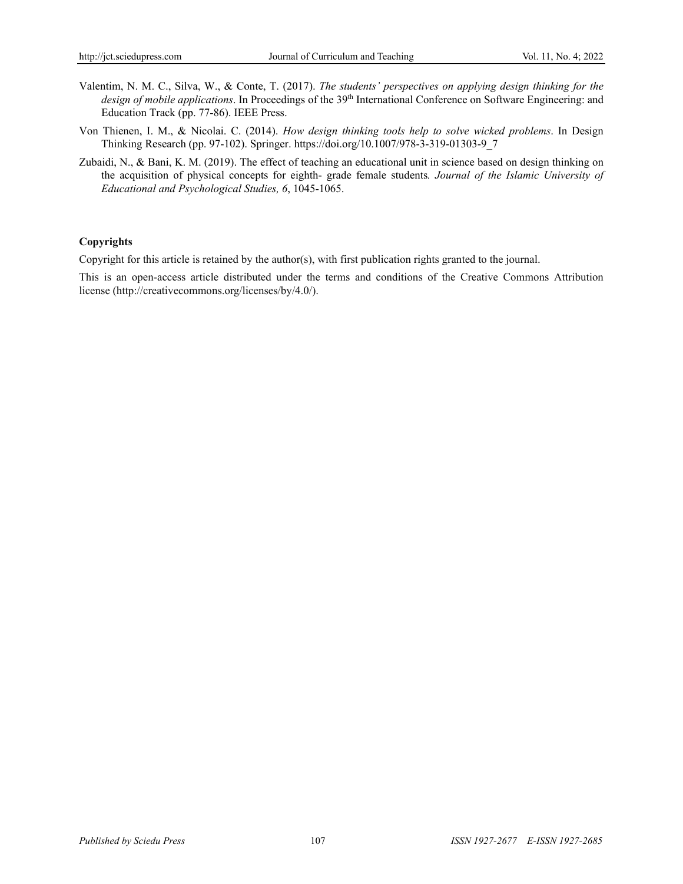Valentim, N. M. C., Silva, W., & Conte, T. (2017). *The students' perspectives on applying design thinking for the design of mobile applications*. In Proceedings of the 39th International Conference on Software Engineering: and Education Track (pp. 77-86). IEEE Press.

Von Thienen, I. M., & Nicolai. C. (2014). *How design thinking tools help to solve wicked problems*. In Design Thinking Research (pp. 97-102). Springer. https://doi.org/10.1007/978-3-319-01303-9_7

Zubaidi, N., & Bani, K. M. (2019). The effect of teaching an educational unit in science based on design thinking on the acquisition of physical concepts for eighth- grade female students*. Journal of the Islamic University of Educational and Psychological Studies, 6*, 1045-1065.

**Copyrights**

Copyright for this article is retained by the author(s), with first publication rights granted to the journal.

This is an open-access article distributed under the terms and conditions of the Creative Commons Attribution license (http://creativecommons.org/licenses/by/4.0/).